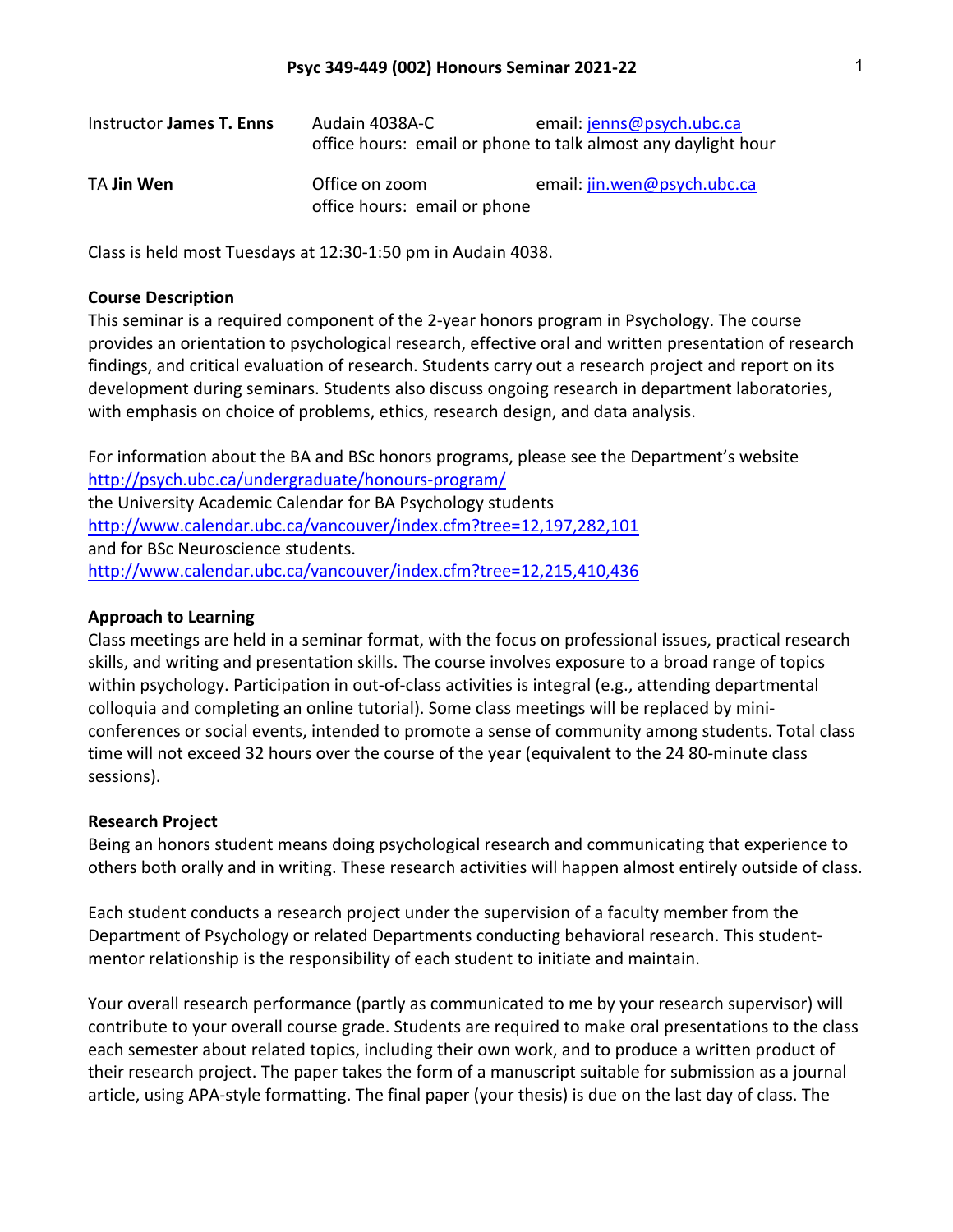# Psyc 349-449 (002) Honours Seminar 2021-22

| | | |
|---|---|---|
| Instructor **James T. Enns** | Audain 4038A-C | email: jenns@psych.ubc.ca |
| | office hours: email or phone to talk almost any daylight hour | |
| TA **Jin Wen** | Office on zoom | email: jin.wen@psych.ubc.ca |
| | office hours: email or phone | |

Class is held most Tuesdays at 12:30-1:50 pm in Audain 4038.

**Course Description**

This seminar is a required component of the 2-year honors program in Psychology. The course provides an orientation to psychological research, effective oral and written presentation of research findings, and critical evaluation of research. Students carry out a research project and report on its development during seminars. Students also discuss ongoing research in department laboratories, with emphasis on choice of problems, ethics, research design, and data analysis.

For information about the BA and BSc honors programs, please see the Department's website
http://psych.ubc.ca/undergraduate/honours-program/
the University Academic Calendar for BA Psychology students
http://www.calendar.ubc.ca/vancouver/index.cfm?tree=12,197,282,101
and for BSc Neuroscience students.
http://www.calendar.ubc.ca/vancouver/index.cfm?tree=12,215,410,436

**Approach to Learning**

Class meetings are held in a seminar format, with the focus on professional issues, practical research skills, and writing and presentation skills. The course involves exposure to a broad range of topics within psychology. Participation in out-of-class activities is integral (e.g., attending departmental colloquia and completing an online tutorial). Some class meetings will be replaced by mini-conferences or social events, intended to promote a sense of community among students. Total class time will not exceed 32 hours over the course of the year (equivalent to the 24 80-minute class sessions).

**Research Project**

Being an honors student means doing psychological research and communicating that experience to others both orally and in writing. These research activities will happen almost entirely outside of class.

Each student conducts a research project under the supervision of a faculty member from the Department of Psychology or related Departments conducting behavioral research. This student-mentor relationship is the responsibility of each student to initiate and maintain.

Your overall research performance (partly as communicated to me by your research supervisor) will contribute to your overall course grade. Students are required to make oral presentations to the class each semester about related topics, including their own work, and to produce a written product of their research project. The paper takes the form of a manuscript suitable for submission as a journal article, using APA-style formatting. The final paper (your thesis) is due on the last day of class. The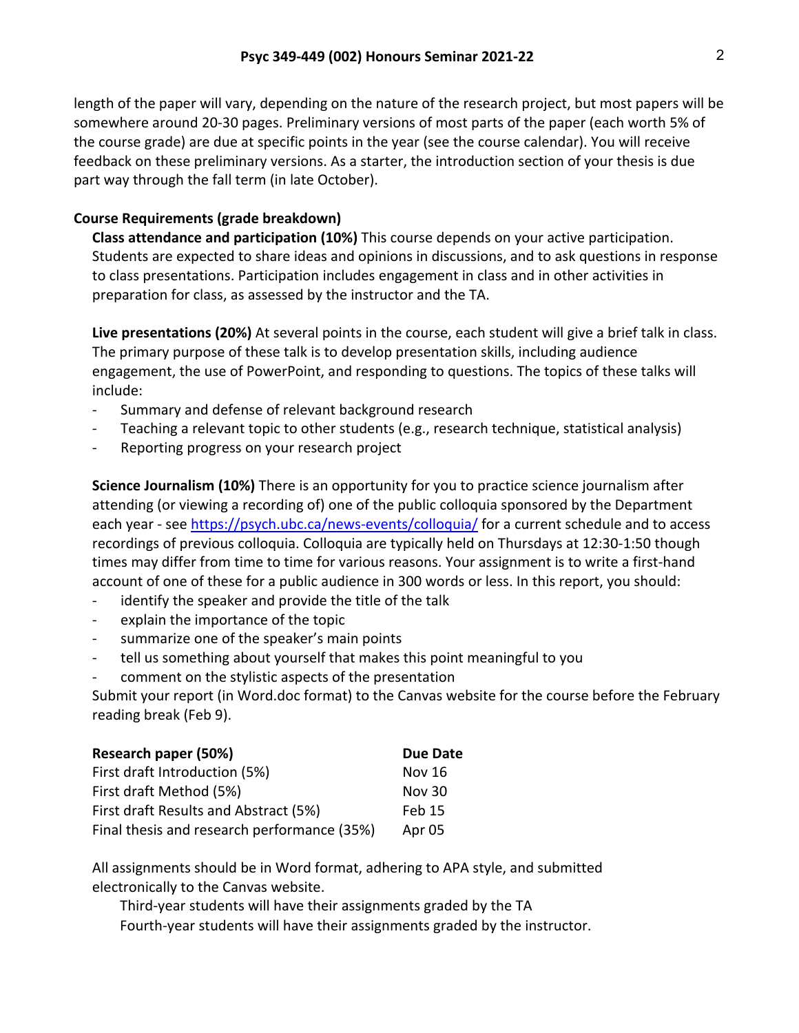length of the paper will vary, depending on the nature of the research project, but most papers will be somewhere around 20-30 pages. Preliminary versions of most parts of the paper (each worth 5% of the course grade) are due at specific points in the year (see the course calendar). You will receive feedback on these preliminary versions. As a starter, the introduction section of your thesis is due part way through the fall term (in late October).

**Course Requirements (grade breakdown)**

**Class attendance and participation (10%)** This course depends on your active participation. Students are expected to share ideas and opinions in discussions, and to ask questions in response to class presentations. Participation includes engagement in class and in other activities in preparation for class, as assessed by the instructor and the TA.

**Live presentations (20%)** At several points in the course, each student will give a brief talk in class. The primary purpose of these talk is to develop presentation skills, including audience engagement, the use of PowerPoint, and responding to questions. The topics of these talks will include:

- Summary and defense of relevant background research
- Teaching a relevant topic to other students (e.g., research technique, statistical analysis)
- Reporting progress on your research project

**Science Journalism (10%)** There is an opportunity for you to practice science journalism after attending (or viewing a recording of) one of the public colloquia sponsored by the Department each year - see https://psych.ubc.ca/news-events/colloquia/ for a current schedule and to access recordings of previous colloquia. Colloquia are typically held on Thursdays at 12:30-1:50 though times may differ from time to time for various reasons. Your assignment is to write a first-hand account of one of these for a public audience in 300 words or less. In this report, you should:

- identify the speaker and provide the title of the talk
- explain the importance of the topic
- summarize one of the speaker's main points
- tell us something about yourself that makes this point meaningful to you
- comment on the stylistic aspects of the presentation

Submit your report (in Word.doc format) to the Canvas website for the course before the February reading break (Feb 9).

| **Research paper (50%)** | **Due Date** |
|---|---|
| First draft Introduction (5%) | Nov 16 |
| First draft Method (5%) | Nov 30 |
| First draft Results and Abstract (5%) | Feb 15 |
| Final thesis and research performance (35%) | Apr 05 |

All assignments should be in Word format, adhering to APA style, and submitted electronically to the Canvas website.

Third-year students will have their assignments graded by the TA
Fourth-year students will have their assignments graded by the instructor.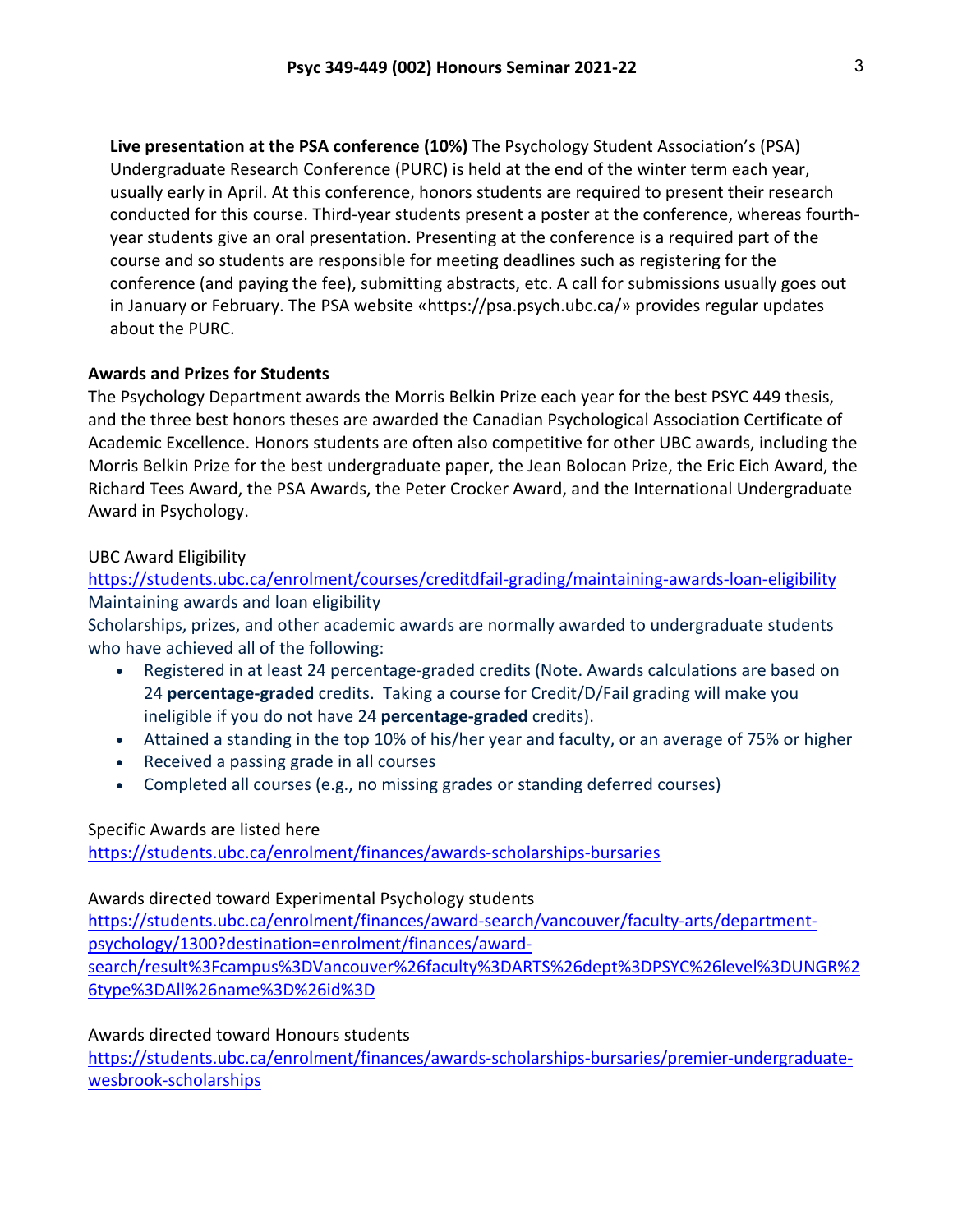**Live presentation at the PSA conference (10%)** The Psychology Student Association's (PSA) Undergraduate Research Conference (PURC) is held at the end of the winter term each year, usually early in April. At this conference, honors students are required to present their research conducted for this course. Third-year students present a poster at the conference, whereas fourth-year students give an oral presentation. Presenting at the conference is a required part of the course and so students are responsible for meeting deadlines such as registering for the conference (and paying the fee), submitting abstracts, etc. A call for submissions usually goes out in January or February. The PSA website «https://psa.psych.ubc.ca/» provides regular updates about the PURC.

**Awards and Prizes for Students**

The Psychology Department awards the Morris Belkin Prize each year for the best PSYC 449 thesis, and the three best honors theses are awarded the Canadian Psychological Association Certificate of Academic Excellence. Honors students are often also competitive for other UBC awards, including the Morris Belkin Prize for the best undergraduate paper, the Jean Bolocan Prize, the Eric Eich Award, the Richard Tees Award, the PSA Awards, the Peter Crocker Award, and the International Undergraduate Award in Psychology.

UBC Award Eligibility

https://students.ubc.ca/enrolment/courses/creditdfail-grading/maintaining-awards-loan-eligibility

Maintaining awards and loan eligibility

Scholarships, prizes, and other academic awards are normally awarded to undergraduate students who have achieved all of the following:

- Registered in at least 24 percentage-graded credits (Note. Awards calculations are based on 24 **percentage-graded** credits. Taking a course for Credit/D/Fail grading will make you ineligible if you do not have 24 **percentage-graded** credits).
- Attained a standing in the top 10% of his/her year and faculty, or an average of 75% or higher
- Received a passing grade in all courses
- Completed all courses (e.g., no missing grades or standing deferred courses)

Specific Awards are listed here

https://students.ubc.ca/enrolment/finances/awards-scholarships-bursaries

Awards directed toward Experimental Psychology students

https://students.ubc.ca/enrolment/finances/award-search/vancouver/faculty-arts/department-psychology/1300?destination=enrolment/finances/award-search/result%3Fcampus%3DVancouver%26faculty%3DARTS%26dept%3DPSYC%26level%3DUNGR%26type%3DAll%26name%3D%26id%3D

Awards directed toward Honours students

https://students.ubc.ca/enrolment/finances/awards-scholarships-bursaries/premier-undergraduate-wesbrook-scholarships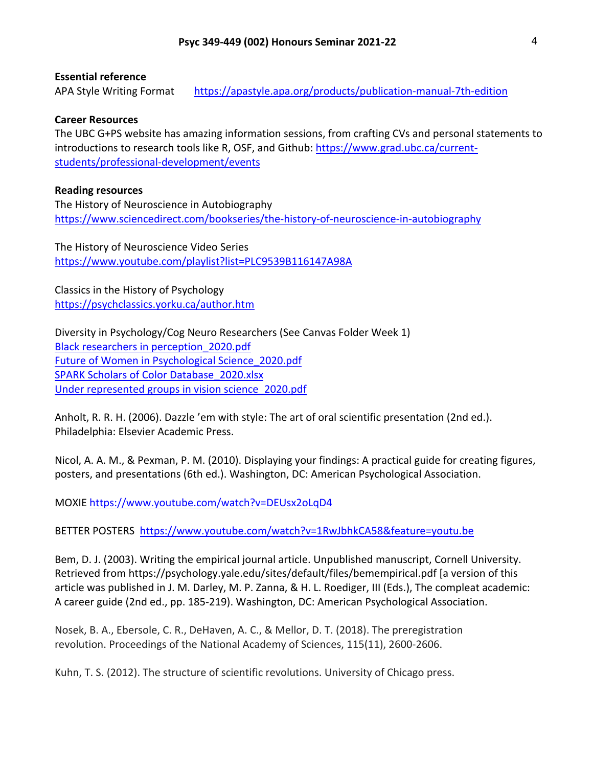**Essential reference**

APA Style Writing Format https://apastyle.apa.org/products/publication-manual-7th-edition

**Career Resources**

The UBC G+PS website has amazing information sessions, from crafting CVs and personal statements to introductions to research tools like R, OSF, and Github: https://www.grad.ubc.ca/current-students/professional-development/events

**Reading resources**

The History of Neuroscience in Autobiography
https://www.sciencedirect.com/bookseries/the-history-of-neuroscience-in-autobiography

The History of Neuroscience Video Series
https://www.youtube.com/playlist?list=PLC9539B116147A98A

Classics in the History of Psychology
https://psychclassics.yorku.ca/author.htm

Diversity in Psychology/Cog Neuro Researchers (See Canvas Folder Week 1)
Black researchers in perception_2020.pdf
Future of Women in Psychological Science_2020.pdf
SPARK Scholars of Color Database_2020.xlsx
Under represented groups in vision science_2020.pdf

Anholt, R. R. H. (2006). Dazzle ’em with style: The art of oral scientific presentation (2nd ed.). Philadelphia: Elsevier Academic Press.

Nicol, A. A. M., & Pexman, P. M. (2010). Displaying your findings: A practical guide for creating figures, posters, and presentations (6th ed.). Washington, DC: American Psychological Association.

MOXIE https://www.youtube.com/watch?v=DEUsx2oLqD4

BETTER POSTERS https://www.youtube.com/watch?v=1RwJbhkCA58&feature=youtu.be

Bem, D. J. (2003). Writing the empirical journal article. Unpublished manuscript, Cornell University. Retrieved from https://psychology.yale.edu/sites/default/files/bemempirical.pdf [a version of this article was published in J. M. Darley, M. P. Zanna, & H. L. Roediger, III (Eds.), The compleat academic: A career guide (2nd ed., pp. 185-219). Washington, DC: American Psychological Association.

Nosek, B. A., Ebersole, C. R., DeHaven, A. C., & Mellor, D. T. (2018). The preregistration revolution. Proceedings of the National Academy of Sciences, 115(11), 2600-2606.

Kuhn, T. S. (2012). The structure of scientific revolutions. University of Chicago press.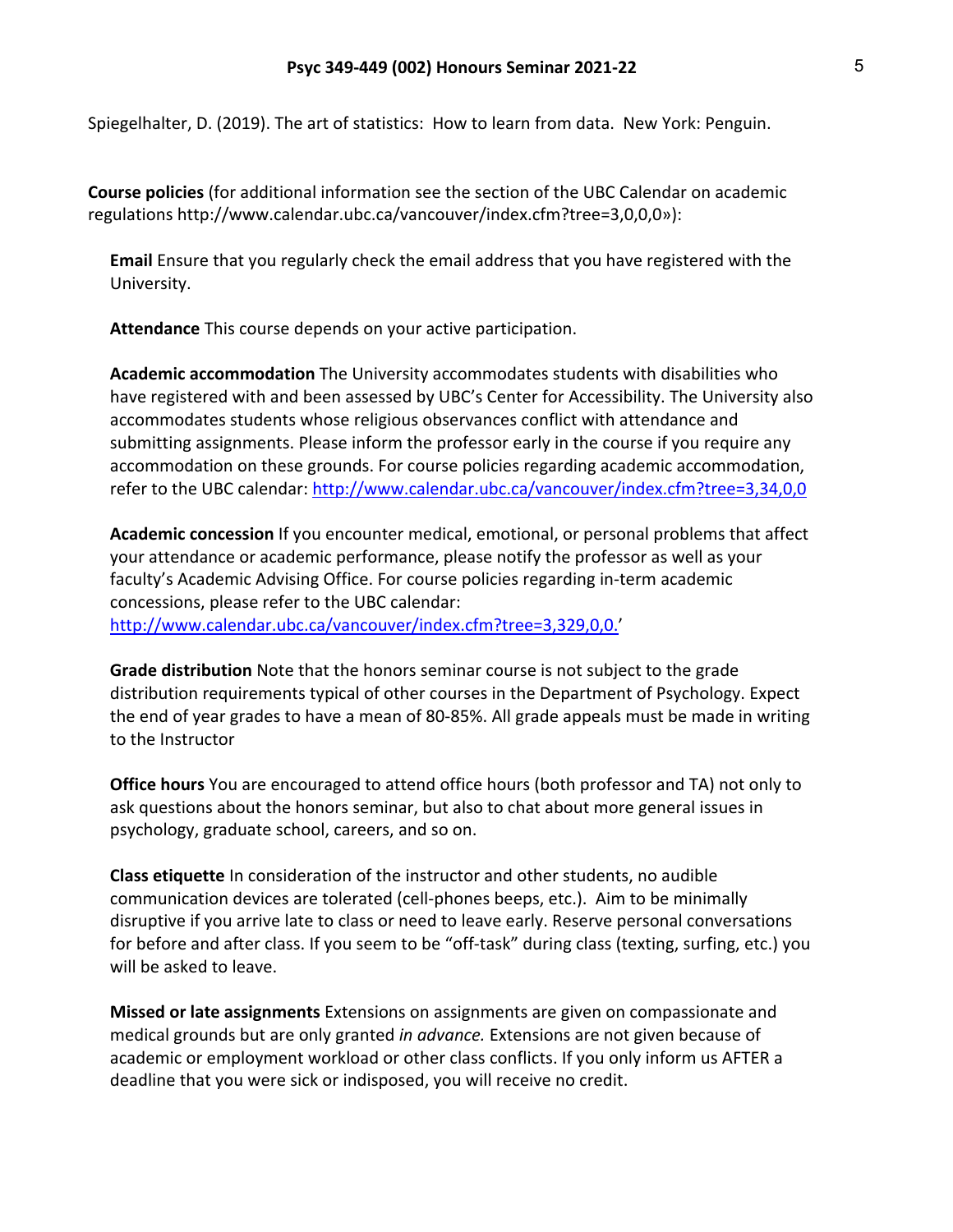Spiegelhalter, D. (2019). The art of statistics: How to learn from data. New York: Penguin.

**Course policies** (for additional information see the section of the UBC Calendar on academic regulations http://www.calendar.ubc.ca/vancouver/index.cfm?tree=3,0,0,0»):

**Email** Ensure that you regularly check the email address that you have registered with the University.

**Attendance** This course depends on your active participation.

**Academic accommodation** The University accommodates students with disabilities who have registered with and been assessed by UBC's Center for Accessibility. The University also accommodates students whose religious observances conflict with attendance and submitting assignments. Please inform the professor early in the course if you require any accommodation on these grounds. For course policies regarding academic accommodation, refer to the UBC calendar: http://www.calendar.ubc.ca/vancouver/index.cfm?tree=3,34,0,0

**Academic concession** If you encounter medical, emotional, or personal problems that affect your attendance or academic performance, please notify the professor as well as your faculty's Academic Advising Office. For course policies regarding in-term academic concessions, please refer to the UBC calendar: http://www.calendar.ubc.ca/vancouver/index.cfm?tree=3,329,0,0.'

**Grade distribution** Note that the honors seminar course is not subject to the grade distribution requirements typical of other courses in the Department of Psychology. Expect the end of year grades to have a mean of 80-85%. All grade appeals must be made in writing to the Instructor

**Office hours** You are encouraged to attend office hours (both professor and TA) not only to ask questions about the honors seminar, but also to chat about more general issues in psychology, graduate school, careers, and so on.

**Class etiquette** In consideration of the instructor and other students, no audible communication devices are tolerated (cell-phones beeps, etc.). Aim to be minimally disruptive if you arrive late to class or need to leave early. Reserve personal conversations for before and after class. If you seem to be "off-task" during class (texting, surfing, etc.) you will be asked to leave.

**Missed or late assignments** Extensions on assignments are given on compassionate and medical grounds but are only granted *in advance.* Extensions are not given because of academic or employment workload or other class conflicts. If you only inform us AFTER a deadline that you were sick or indisposed, you will receive no credit.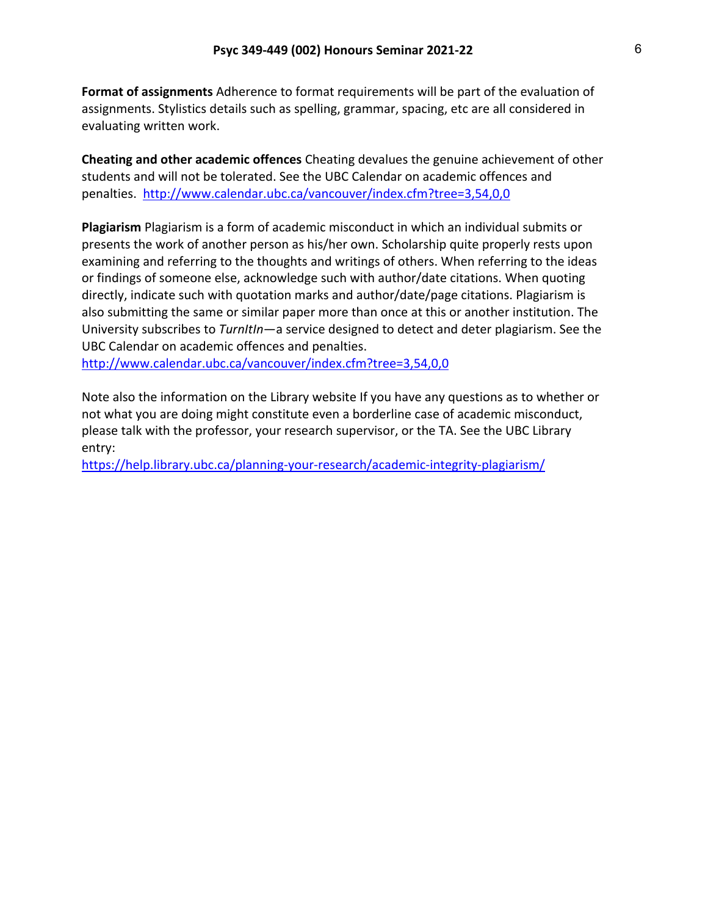**Format of assignments** Adherence to format requirements will be part of the evaluation of assignments. Stylistics details such as spelling, grammar, spacing, etc are all considered in evaluating written work.

**Cheating and other academic offences** Cheating devalues the genuine achievement of other students and will not be tolerated. See the UBC Calendar on academic offences and penalties. http://www.calendar.ubc.ca/vancouver/index.cfm?tree=3,54,0,0

**Plagiarism** Plagiarism is a form of academic misconduct in which an individual submits or presents the work of another person as his/her own. Scholarship quite properly rests upon examining and referring to the thoughts and writings of others. When referring to the ideas or findings of someone else, acknowledge such with author/date citations. When quoting directly, indicate such with quotation marks and author/date/page citations. Plagiarism is also submitting the same or similar paper more than once at this or another institution. The University subscribes to *TurnItIn*—a service designed to detect and deter plagiarism. See the UBC Calendar on academic offences and penalties.
http://www.calendar.ubc.ca/vancouver/index.cfm?tree=3,54,0,0

Note also the information on the Library website If you have any questions as to whether or not what you are doing might constitute even a borderline case of academic misconduct, please talk with the professor, your research supervisor, or the TA. See the UBC Library entry:
https://help.library.ubc.ca/planning-your-research/academic-integrity-plagiarism/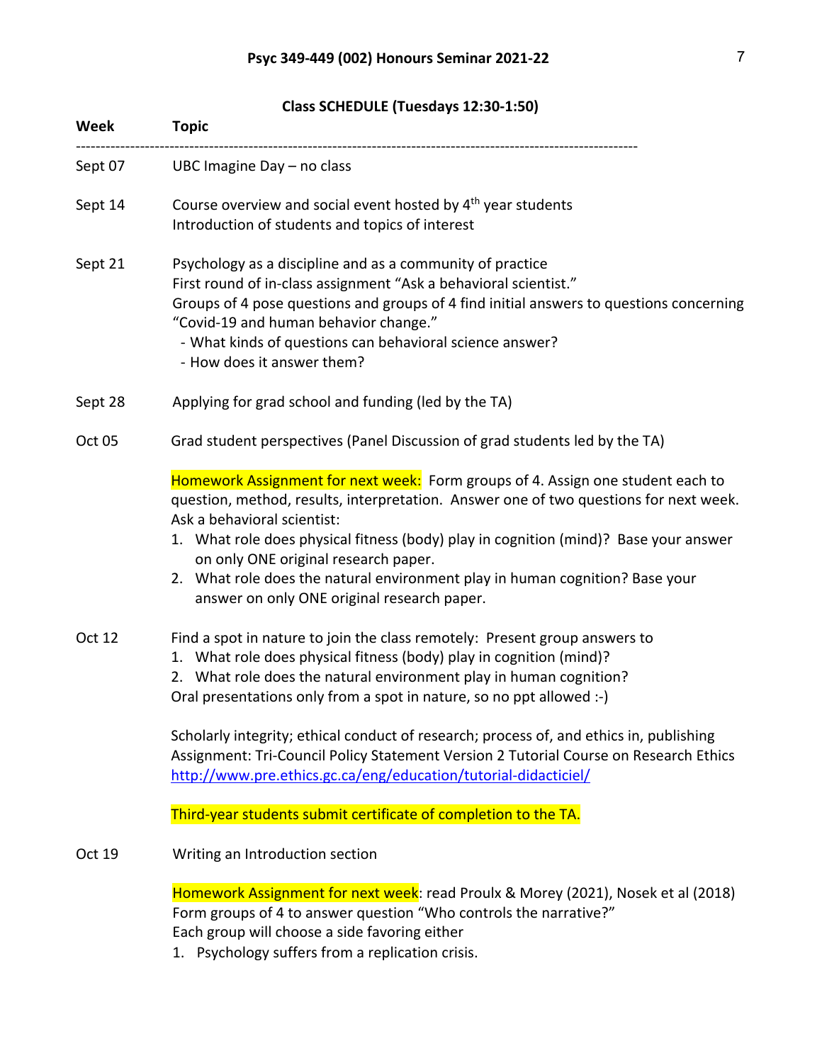**Psyc 349-449 (002) Honours Seminar 2021-22**

**Class SCHEDULE (Tuesdays 12:30-1:50)**

| Week | Topic |
| --- | --- |
| Sept 07 | UBC Imagine Day – no class |
| Sept 14 | Course overview and social event hosted by 4th year students<br>Introduction of students and topics of interest |
| Sept 21 | Psychology as a discipline and as a community of practice<br>First round of in-class assignment "Ask a behavioral scientist."<br>Groups of 4 pose questions and groups of 4 find initial answers to questions concerning "Covid-19 and human behavior change."<br>- What kinds of questions can behavioral science answer?<br>- How does it answer them? |
| Sept 28 | Applying for grad school and funding (led by the TA) |
| Oct 05 | Grad student perspectives (Panel Discussion of grad students led by the TA)<br><br>Homework Assignment for next week: Form groups of 4. Assign one student each to question, method, results, interpretation. Answer one of two questions for next week. Ask a behavioral scientist:<br>1. What role does physical fitness (body) play in cognition (mind)? Base your answer on only ONE original research paper.<br>2. What role does the natural environment play in human cognition? Base your answer on only ONE original research paper. |
| Oct 12 | Find a spot in nature to join the class remotely: Present group answers to<br>1. What role does physical fitness (body) play in cognition (mind)?<br>2. What role does the natural environment play in human cognition?<br>Oral presentations only from a spot in nature, so no ppt allowed :-)<br><br>Scholarly integrity; ethical conduct of research; process of, and ethics in, publishing<br>Assignment: Tri-Council Policy Statement Version 2 Tutorial Course on Research Ethics<br>http://www.pre.ethics.gc.ca/eng/education/tutorial-didacticiel/<br><br>Third-year students submit certificate of completion to the TA. |
| Oct 19 | Writing an Introduction section<br><br>Homework Assignment for next week: read Proulx & Morey (2021), Nosek et al (2018)<br>Form groups of 4 to answer question "Who controls the narrative?"<br>Each group will choose a side favoring either<br>1. Psychology suffers from a replication crisis. |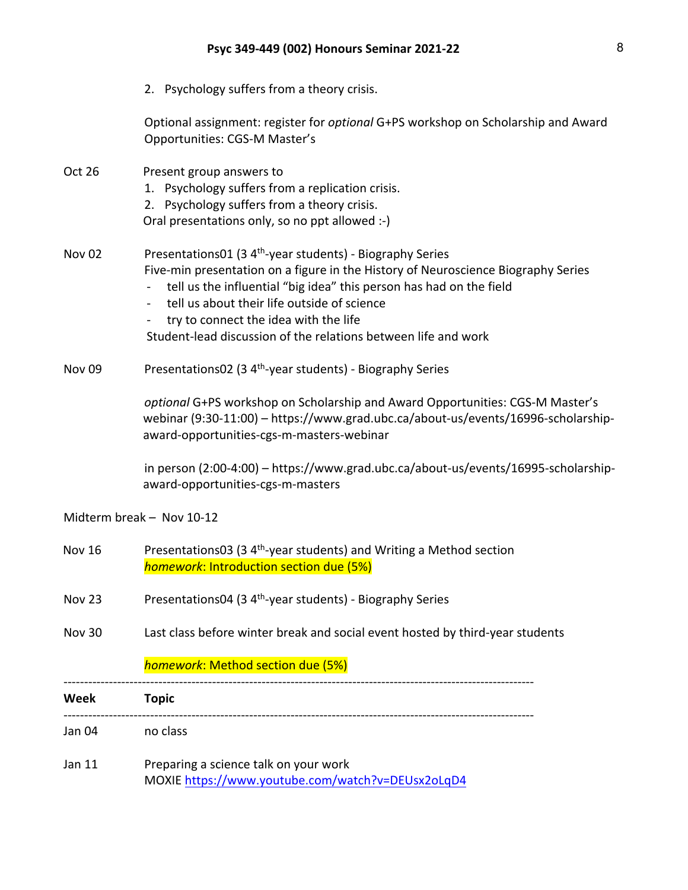2. Psychology suffers from a theory crisis.

Optional assignment: register for *optional* G+PS workshop on Scholarship and Award Opportunities: CGS-M Master's

| | |
|---|---|
| Oct 26 | Present group answers to<br>1. Psychology suffers from a replication crisis.<br>2. Psychology suffers from a theory crisis.<br>Oral presentations only, so no ppt allowed :-) |
| Nov 02 | Presentations01 (3 4th-year students) - Biography Series<br>Five-min presentation on a figure in the History of Neuroscience Biography Series<br>- tell us the influential "big idea" this person has had on the field<br>- tell us about their life outside of science<br>- try to connect the idea with the life<br>Student-lead discussion of the relations between life and work |
| Nov 09 | Presentations02 (3 4th-year students) - Biography Series<br><br>*optional* G+PS workshop on Scholarship and Award Opportunities: CGS-M Master's webinar (9:30-11:00) – https://www.grad.ubc.ca/about-us/events/16996-scholarship-award-opportunities-cgs-m-masters-webinar<br><br>in person (2:00-4:00) – https://www.grad.ubc.ca/about-us/events/16995-scholarship-award-opportunities-cgs-m-masters |

Midterm break – Nov 10-12

| | |
|---|---|
| Nov 16 | Presentations03 (3 4th-year students) and Writing a Method section<br>*homework*: Introduction section due (5%) |
| Nov 23 | Presentations04 (3 4th-year students) - Biography Series |
| Nov 30 | Last class before winter break and social event hosted by third-year students<br><br>*homework*: Method section due (5%) |

| Week | Topic |
|---|---|
| Jan 04 | no class |
| Jan 11 | Preparing a science talk on your work<br>MOXIE https://www.youtube.com/watch?v=DEUsx2oLqD4 |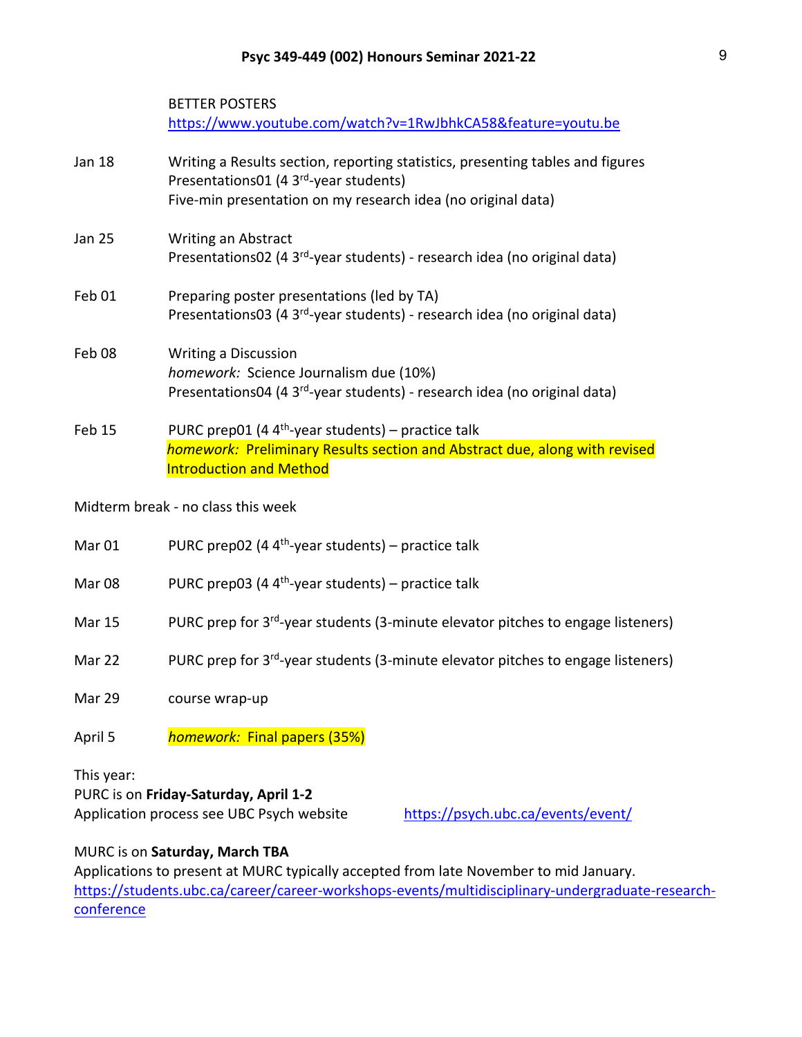BETTER POSTERS
https://www.youtube.com/watch?v=1RwJbhkCA58&feature=youtu.be

| | |
|---|---|
| Jan 18 | Writing a Results section, reporting statistics, presenting tables and figures<br>Presentations01 (4 3rd-year students)<br>Five-min presentation on my research idea (no original data) |
| Jan 25 | Writing an Abstract<br>Presentations02 (4 3rd-year students) - research idea (no original data) |
| Feb 01 | Preparing poster presentations (led by TA)<br>Presentations03 (4 3rd-year students) - research idea (no original data) |
| Feb 08 | Writing a Discussion<br>*homework:* Science Journalism due (10%)<br>Presentations04 (4 3rd-year students) - research idea (no original data) |
| Feb 15 | PURC prep01 (4 4th-year students) – practice talk<br>*homework:* Preliminary Results section and Abstract due, along with revised Introduction and Method |
| Midterm break - no class this week | |
| Mar 01 | PURC prep02 (4 4th-year students) – practice talk |
| Mar 08 | PURC prep03 (4 4th-year students) – practice talk |
| Mar 15 | PURC prep for 3rd-year students (3-minute elevator pitches to engage listeners) |
| Mar 22 | PURC prep for 3rd-year students (3-minute elevator pitches to engage listeners) |
| Mar 29 | course wrap-up |
| April 5 | *homework:* Final papers (35%) |

This year:
PURC is on **Friday-Saturday, April 1-2**
Application process see UBC Psych website https://psych.ubc.ca/events/event/

MURC is on **Saturday, March TBA**
Applications to present at MURC typically accepted from late November to mid January.
https://students.ubc.ca/career/career-workshops-events/multidisciplinary-undergraduate-research-conference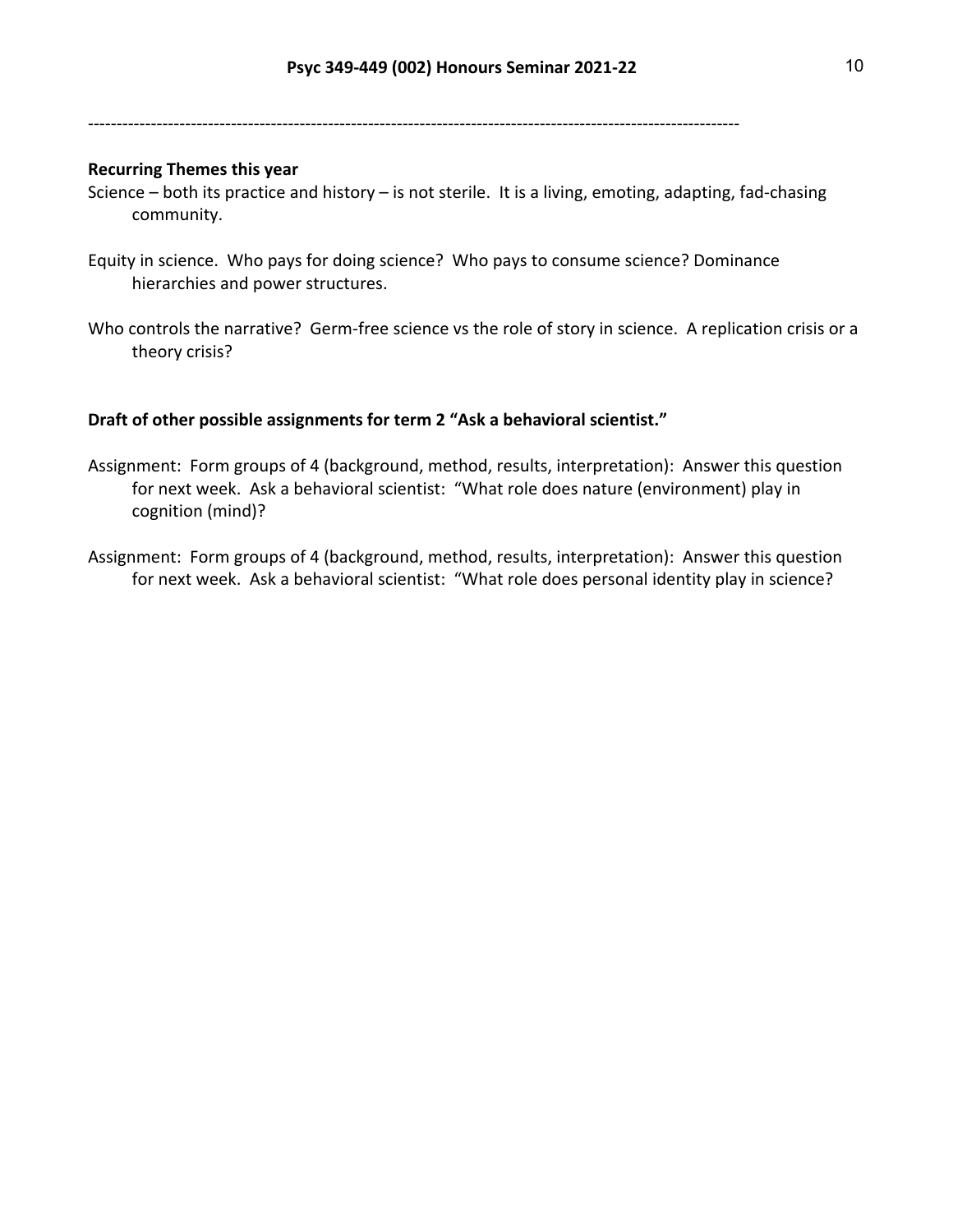---

**Recurring Themes this year**

Science – both its practice and history – is not sterile. It is a living, emoting, adapting, fad-chasing community.

Equity in science. Who pays for doing science? Who pays to consume science? Dominance hierarchies and power structures.

Who controls the narrative? Germ-free science vs the role of story in science. A replication crisis or a theory crisis?

**Draft of other possible assignments for term 2 "Ask a behavioral scientist."**

Assignment: Form groups of 4 (background, method, results, interpretation): Answer this question for next week. Ask a behavioral scientist: "What role does nature (environment) play in cognition (mind)?

Assignment: Form groups of 4 (background, method, results, interpretation): Answer this question for next week. Ask a behavioral scientist: "What role does personal identity play in science?